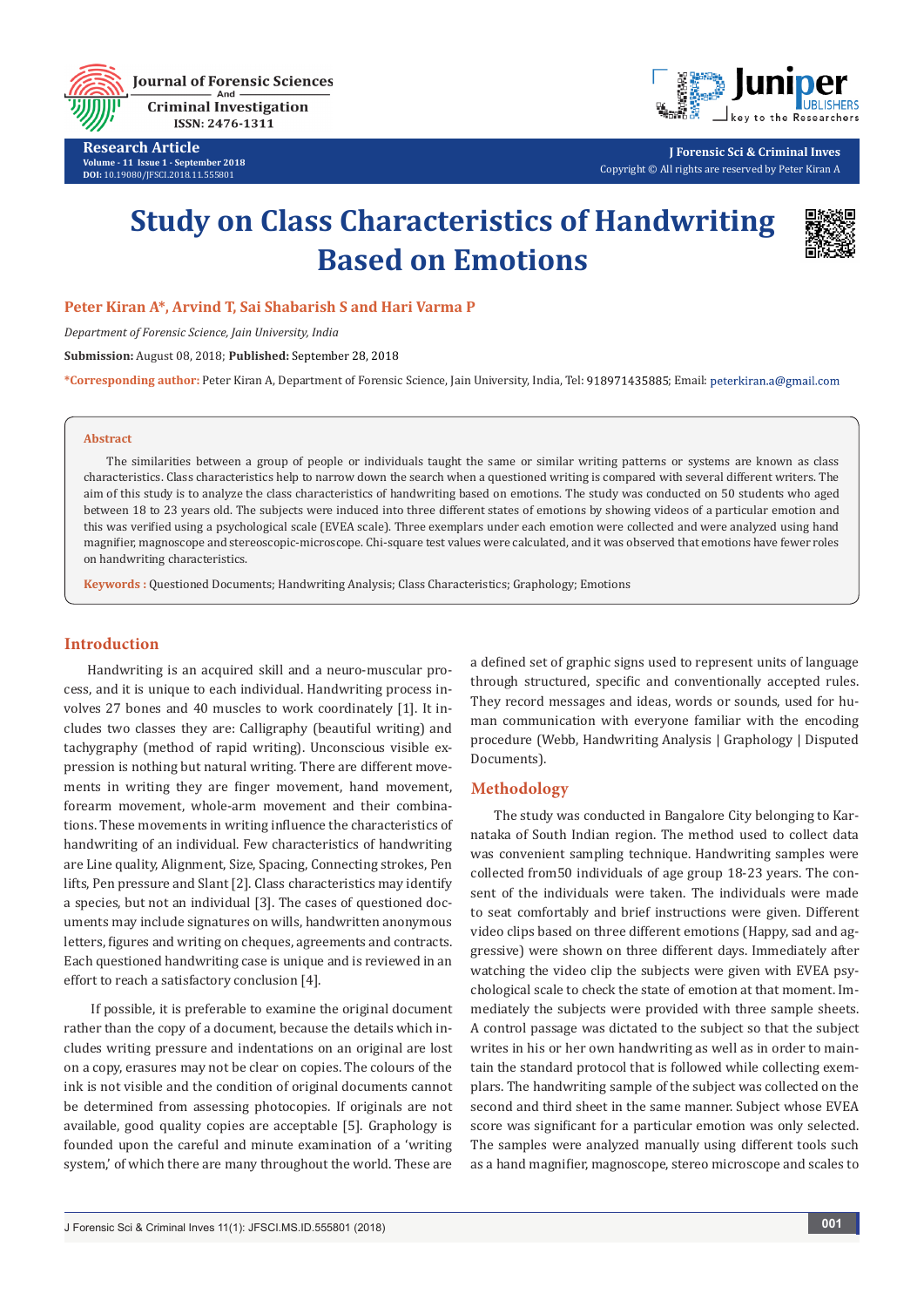Research Article

Volume - 11 Issue 1 - September 2018
DOI: 10.19080/JFSCI.2018.11.555801

J Forensic Sci & Criminal Inves
Copyright © All rights are reserved by Peter Kiran A

# Study on Class Characteristics of Handwriting Based on Emotions

**Peter Kiran A*, Arvind T, Sai Shabarish S and Hari Varma P**

*Department of Forensic Science, Jain University, India*

**Submission:** August 08, 2018; **Published:** September 28, 2018

**\*Corresponding author:** Peter Kiran A, Department of Forensic Science, Jain University, India, Tel: 918971435885; Email: peterkiran.a@gmail.com

## Abstract

The similarities between a group of people or individuals taught the same or similar writing patterns or systems are known as class characteristics. Class characteristics help to narrow down the search when a questioned writing is compared with several different writers. The aim of this study is to analyze the class characteristics of handwriting based on emotions. The study was conducted on 50 students who aged between 18 to 23 years old. The subjects were induced into three different states of emotions by showing videos of a particular emotion and this was verified using a psychological scale (EVEA scale). Three exemplars under each emotion were collected and were analyzed using hand magnifier, magnoscope and stereoscopic-microscope. Chi-square test values were calculated, and it was observed that emotions have fewer roles on handwriting characteristics.

**Keywords :** Questioned Documents; Handwriting Analysis; Class Characteristics; Graphology; Emotions

## Introduction

Handwriting is an acquired skill and a neuro-muscular process, and it is unique to each individual. Handwriting process involves 27 bones and 40 muscles to work coordinately [1]. It includes two classes they are: Calligraphy (beautiful writing) and tachygraphy (method of rapid writing). Unconscious visible expression is nothing but natural writing. There are different movements in writing they are finger movement, hand movement, forearm movement, whole-arm movement and their combinations. These movements in writing influence the characteristics of handwriting of an individual. Few characteristics of handwriting are Line quality, Alignment, Size, Spacing, Connecting strokes, Pen lifts, Pen pressure and Slant [2]. Class characteristics may identify a species, but not an individual [3]. The cases of questioned documents may include signatures on wills, handwritten anonymous letters, figures and writing on cheques, agreements and contracts. Each questioned handwriting case is unique and is reviewed in an effort to reach a satisfactory conclusion [4].

If possible, it is preferable to examine the original document rather than the copy of a document, because the details which includes writing pressure and indentations on an original are lost on a copy, erasures may not be clear on copies. The colours of the ink is not visible and the condition of original documents cannot be determined from assessing photocopies. If originals are not available, good quality copies are acceptable [5]. Graphology is founded upon the careful and minute examination of a 'writing system,' of which there are many throughout the world. These are a defined set of graphic signs used to represent units of language through structured, specific and conventionally accepted rules. They record messages and ideas, words or sounds, used for human communication with everyone familiar with the encoding procedure (Webb, Handwriting Analysis | Graphology | Disputed Documents).

## Methodology

The study was conducted in Bangalore City belonging to Karnataka of South Indian region. The method used to collect data was convenient sampling technique. Handwriting samples were collected from50 individuals of age group 18-23 years. The consent of the individuals were taken. The individuals were made to seat comfortably and brief instructions were given. Different video clips based on three different emotions (Happy, sad and aggressive) were shown on three different days. Immediately after watching the video clip the subjects were given with EVEA psychological scale to check the state of emotion at that moment. Immediately the subjects were provided with three sample sheets. A control passage was dictated to the subject so that the subject writes in his or her own handwriting as well as in order to maintain the standard protocol that is followed while collecting exemplars. The handwriting sample of the subject was collected on the second and third sheet in the same manner. Subject whose EVEA score was significant for a particular emotion was only selected. The samples were analyzed manually using different tools such as a hand magnifier, magnoscope, stereo microscope and scales to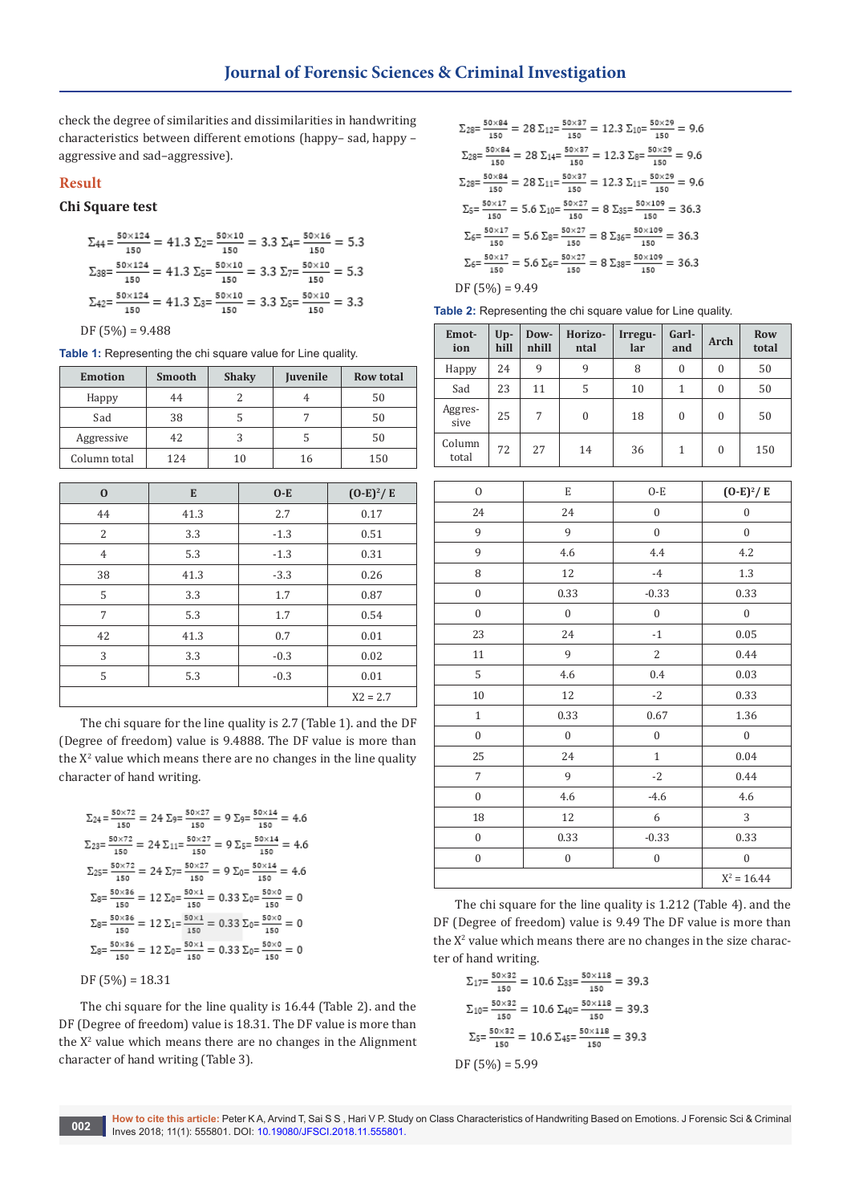check the degree of similarities and dissimilarities in handwriting characteristics between different emotions (happy– sad, happy – aggressive and sad–aggressive).

## Result

### Chi Square test

$$\Sigma_{44}=\frac{50\times124}{150}=41.3\ \Sigma_{2}=\frac{50\times10}{150}=3.3\ \Sigma_{4}=\frac{50\times16}{150}=5.3$$

$$\Sigma_{38}=\frac{50\times124}{150}=41.3\ \Sigma_{5}=\frac{50\times10}{150}=3.3\ \Sigma_{7}=\frac{50\times10}{150}=5.3$$

$$\Sigma_{42}=\frac{50\times124}{150}=41.3\ \Sigma_{3}=\frac{50\times10}{150}=3.3\ \Sigma_{5}=\frac{50\times10}{150}=3.3$$

DF (5%) = 9.488

**Table 1:** Representing the chi square value for Line quality.

| Emotion | Smooth | Shaky | Juvenile | Row total |
|---|---|---|---|---|
| Happy | 44 | 2 | 4 | 50 |
| Sad | 38 | 5 | 7 | 50 |
| Aggressive | 42 | 3 | 5 | 50 |
| Column total | 124 | 10 | 16 | 150 |

| O | E | O-E | $(O-E)^2/E$ |
|---|---|---|---|
| 44 | 41.3 | 2.7 | 0.17 |
| 2 | 3.3 | -1.3 | 0.51 |
| 4 | 5.3 | -1.3 | 0.31 |
| 38 | 41.3 | -3.3 | 0.26 |
| 5 | 3.3 | 1.7 | 0.87 |
| 7 | 5.3 | 1.7 | 0.54 |
| 42 | 41.3 | 0.7 | 0.01 |
| 3 | 3.3 | -0.3 | 0.02 |
| 5 | 5.3 | -0.3 | 0.01 |
| | | | X2 = 2.7 |

The chi square for the line quality is 2.7 (Table 1). and the DF (Degree of freedom) value is 9.4888. The DF value is more than the $X^2$ value which means there are no changes in the line quality character of hand writing.

$$\Sigma_{24}=\frac{50\times72}{150}=24\ \Sigma_{9}=\frac{50\times27}{150}=9\ \Sigma_{9}=\frac{50\times14}{150}=4.6$$

$$\Sigma_{23}=\frac{50\times72}{150}=24\ \Sigma_{11}=\frac{50\times27}{150}=9\ \Sigma_{5}=\frac{50\times14}{150}=4.6$$

$$\Sigma_{25}=\frac{50\times72}{150}=24\ \Sigma_{7}=\frac{50\times27}{150}=9\ \Sigma_{0}=\frac{50\times14}{150}=4.6$$

$$\Sigma_{8}=\frac{50\times36}{150}=12\ \Sigma_{0}=\frac{50\times1}{150}=0.33\ \Sigma_{0}=\frac{50\times0}{150}=0$$

$$\Sigma_{8}=\frac{50\times36}{150}=12\ \Sigma_{1}=\frac{50\times1}{150}=0.33\ \Sigma_{0}=\frac{50\times0}{150}=0$$

$$\Sigma_{8}=\frac{50\times36}{150}=12\ \Sigma_{0}=\frac{50\times1}{150}=0.33\ \Sigma_{0}=\frac{50\times0}{150}=0$$

DF (5%) = 18.31

The chi square for the line quality is 16.44 (Table 2). and the DF (Degree of freedom) value is 18.31. The DF value is more than the $X^2$ value which means there are no changes in the Alignment character of hand writing (Table 3).

$$\Sigma_{28}=\frac{50\times84}{150}=28\ \Sigma_{12}=\frac{50\times37}{150}=12.3\ \Sigma_{10}=\frac{50\times29}{150}=9.6$$

$$\Sigma_{28}=\frac{50\times84}{150}=28\ \Sigma_{14}=\frac{50\times37}{150}=12.3\ \Sigma_{8}=\frac{50\times29}{150}=9.6$$

$$\Sigma_{28}=\frac{50\times84}{150}=28\ \Sigma_{11}=\frac{50\times37}{150}=12.3\ \Sigma_{11}=\frac{50\times29}{150}=9.6$$

$$\Sigma_{5}=\frac{50\times17}{150}=5.6\ \Sigma_{10}=\frac{50\times27}{150}=8\ \Sigma_{35}=\frac{50\times109}{150}=36.3$$

$$\Sigma_{6}=\frac{50\times17}{150}=5.6\ \Sigma_{8}=\frac{50\times27}{150}=8\ \Sigma_{36}=\frac{50\times109}{150}=36.3$$

$$\Sigma_{6}=\frac{50\times17}{150}=5.6\ \Sigma_{6}=\frac{50\times27}{150}=8\ \Sigma_{38}=\frac{50\times109}{150}=36.3$$

DF (5%) = 9.49

**Table 2:** Representing the chi square value for Line quality.

| Emotion | Uphill | Downhill | Horizontal | Irregular | Garland | Arch | Row total |
|---|---|---|---|---|---|---|---|
| Happy | 24 | 9 | 9 | 8 | 0 | 0 | 50 |
| Sad | 23 | 11 | 5 | 10 | 1 | 0 | 50 |
| Aggressive | 25 | 7 | 0 | 18 | 0 | 0 | 50 |
| Column total | 72 | 27 | 14 | 36 | 1 | 0 | 150 |

| O | E | O-E | $(O-E)^2/E$ |
|---|---|---|---|
| 24 | 24 | 0 | 0 |
| 9 | 9 | 0 | 0 |
| 9 | 4.6 | 4.4 | 4.2 |
| 8 | 12 | -4 | 1.3 |
| 0 | 0.33 | -0.33 | 0.33 |
| 0 | 0 | 0 | 0 |
| 23 | 24 | -1 | 0.05 |
| 11 | 9 | 2 | 0.44 |
| 5 | 4.6 | 0.4 | 0.03 |
| 10 | 12 | -2 | 0.33 |
| 1 | 0.33 | 0.67 | 1.36 |
| 0 | 0 | 0 | 0 |
| 25 | 24 | 1 | 0.04 |
| 7 | 9 | -2 | 0.44 |
| 0 | 4.6 | -4.6 | 4.6 |
| 18 | 12 | 6 | 3 |
| 0 | 0.33 | -0.33 | 0.33 |
| 0 | 0 | 0 | 0 |
| | | | $X^2$ = 16.44 |

The chi square for the line quality is 1.212 (Table 4). and the DF (Degree of freedom) value is 9.49 The DF value is more than the $X^2$ value which means there are no changes in the size character of hand writing.

$$\Sigma_{17}=\frac{50\times32}{150}=10.6\ \Sigma_{33}=\frac{50\times118}{150}=39.3$$

$$\Sigma_{10}=\frac{50\times32}{150}=10.6\ \Sigma_{40}=\frac{50\times118}{150}=39.3$$

$$\Sigma_{5}=\frac{50\times32}{150}=10.6\ \Sigma_{45}=\frac{50\times118}{150}=39.3$$

DF (5%) = 5.99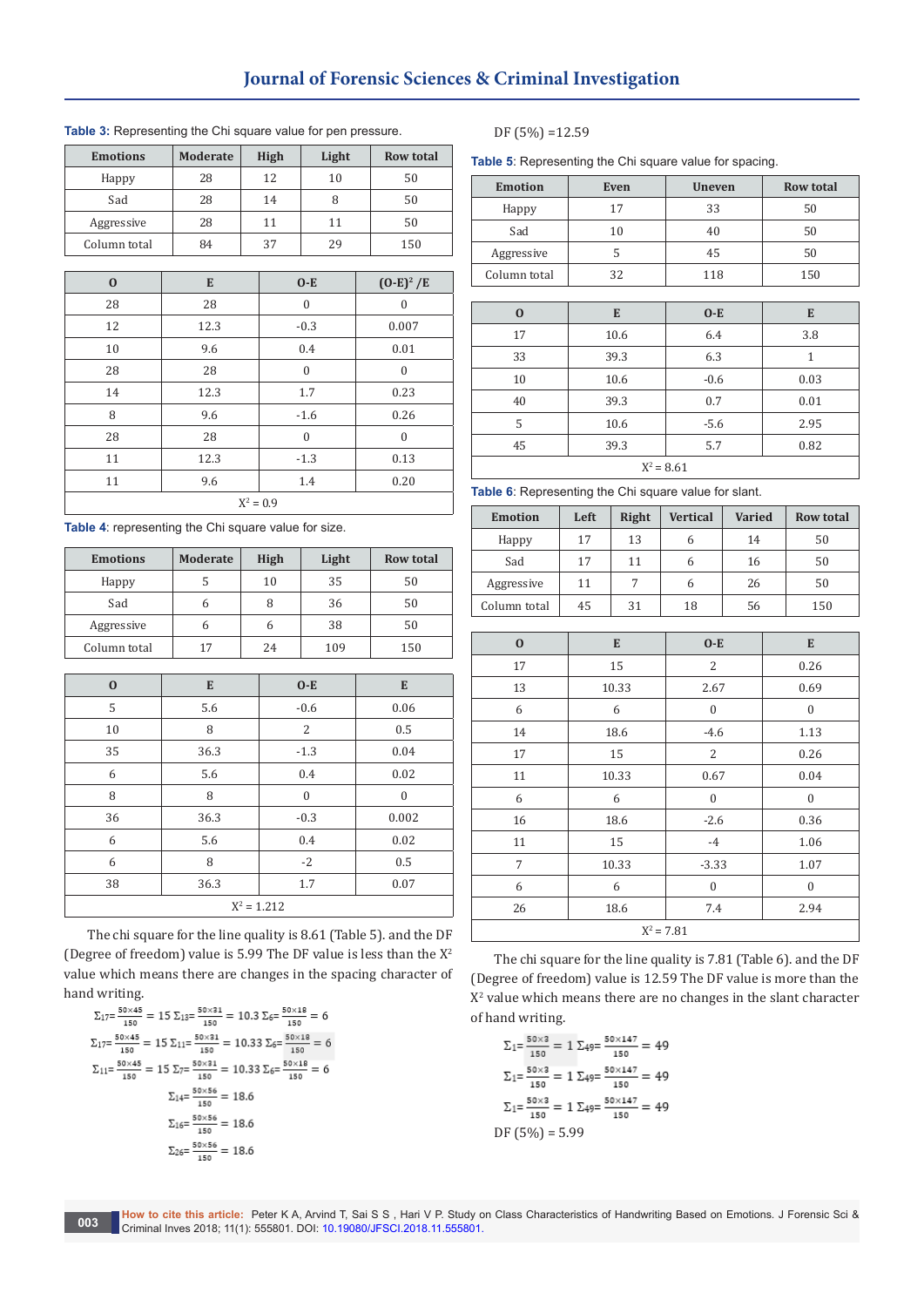**Table 3**: Representing the Chi square value for pen pressure.

| Emotions | Moderate | High | Light | Row total |
|---|---|---|---|---|
| Happy | 28 | 12 | 10 | 50 |
| Sad | 28 | 14 | 8 | 50 |
| Aggressive | 28 | 11 | 11 | 50 |
| Column total | 84 | 37 | 29 | 150 |

| O | E | O-E | $(O-E)^2/E$ |
|---|---|---|---|
| 28 | 28 | 0 | 0 |
| 12 | 12.3 | -0.3 | 0.007 |
| 10 | 9.6 | 0.4 | 0.01 |
| 28 | 28 | 0 | 0 |
| 14 | 12.3 | 1.7 | 0.23 |
| 8 | 9.6 | -1.6 | 0.26 |
| 28 | 28 | 0 | 0 |
| 11 | 12.3 | -1.3 | 0.13 |
| 11 | 9.6 | 1.4 | 0.20 |
| $X^2 = 0.9$ | | | |

**Table 4**: representing the Chi square value for size.

| Emotions | Moderate | High | Light | Row total |
|---|---|---|---|---|
| Happy | 5 | 10 | 35 | 50 |
| Sad | 6 | 8 | 36 | 50 |
| Aggressive | 6 | 6 | 38 | 50 |
| Column total | 17 | 24 | 109 | 150 |

| O | E | O-E | E |
|---|---|---|---|
| 5 | 5.6 | -0.6 | 0.06 |
| 10 | 8 | 2 | 0.5 |
| 35 | 36.3 | -1.3 | 0.04 |
| 6 | 5.6 | 0.4 | 0.02 |
| 8 | 8 | 0 | 0 |
| 36 | 36.3 | -0.3 | 0.002 |
| 6 | 5.6 | 0.4 | 0.02 |
| 6 | 8 | -2 | 0.5 |
| 38 | 36.3 | 1.7 | 0.07 |
| $X^2 = 1.212$ | | | |

The chi square for the line quality is 8.61 (Table 5). and the DF (Degree of freedom) value is 5.99 The DF value is less than the $X^2$ value which means there are changes in the spacing character of hand writing.

$$\Sigma_{17}=\frac{50\times45}{150}=15\ \Sigma_{13}=\frac{50\times31}{150}=10.3\ \Sigma_{6}=\frac{50\times18}{150}=6$$

$$\Sigma_{17}=\frac{50\times45}{150}=15\ \Sigma_{11}=\frac{50\times31}{150}=10.33\ \Sigma_{6}=\frac{50\times18}{150}=6$$

$$\Sigma_{11}=\frac{50\times45}{150}=15\ \Sigma_{7}=\frac{50\times31}{150}=10.33\ \Sigma_{6}=\frac{50\times18}{150}=6$$

$$\Sigma_{14}=\frac{50\times56}{150}=18.6$$

$$\Sigma_{16}=\frac{50\times56}{150}=18.6$$

$$\Sigma_{26}=\frac{50\times56}{150}=18.6$$

DF (5%) =12.59

**Table 5**: Representing the Chi square value for spacing.

| Emotion | Even | Uneven | Row total |
|---|---|---|---|
| Happy | 17 | 33 | 50 |
| Sad | 10 | 40 | 50 |
| Aggressive | 5 | 45 | 50 |
| Column total | 32 | 118 | 150 |

| O | E | O-E | E |
|---|---|---|---|
| 17 | 10.6 | 6.4 | 3.8 |
| 33 | 39.3 | 6.3 | 1 |
| 10 | 10.6 | -0.6 | 0.03 |
| 40 | 39.3 | 0.7 | 0.01 |
| 5 | 10.6 | -5.6 | 2.95 |
| 45 | 39.3 | 5.7 | 0.82 |
| $X^2 = 8.61$ | | | |

**Table 6**: Representing the Chi square value for slant.

| Emotion | Left | Right | Vertical | Varied | Row total |
|---|---|---|---|---|---|
| Happy | 17 | 13 | 6 | 14 | 50 |
| Sad | 17 | 11 | 6 | 16 | 50 |
| Aggressive | 11 | 7 | 6 | 26 | 50 |
| Column total | 45 | 31 | 18 | 56 | 150 |

| O | E | O-E | E |
|---|---|---|---|
| 17 | 15 | 2 | 0.26 |
| 13 | 10.33 | 2.67 | 0.69 |
| 6 | 6 | 0 | 0 |
| 14 | 18.6 | -4.6 | 1.13 |
| 17 | 15 | 2 | 0.26 |
| 11 | 10.33 | 0.67 | 0.04 |
| 6 | 6 | 0 | 0 |
| 16 | 18.6 | -2.6 | 0.36 |
| 11 | 15 | -4 | 1.06 |
| 7 | 10.33 | -3.33 | 1.07 |
| 6 | 6 | 0 | 0 |
| 26 | 18.6 | 7.4 | 2.94 |
| $X^2 = 7.81$ | | | |

The chi square for the line quality is 7.81 (Table 6). and the DF (Degree of freedom) value is 12.59 The DF value is more than the $X^2$ value which means there are no changes in the slant character of hand writing.

$$\Sigma_{1}=\frac{50\times3}{150}=1\ \Sigma_{49}=\frac{50\times147}{150}=49$$

$$\Sigma_{1}=\frac{50\times3}{150}=1\ \Sigma_{49}=\frac{50\times147}{150}=49$$

$$\Sigma_{1}=\frac{50\times3}{150}=1\ \Sigma_{49}=\frac{50\times147}{150}=49$$

DF (5%) = 5.99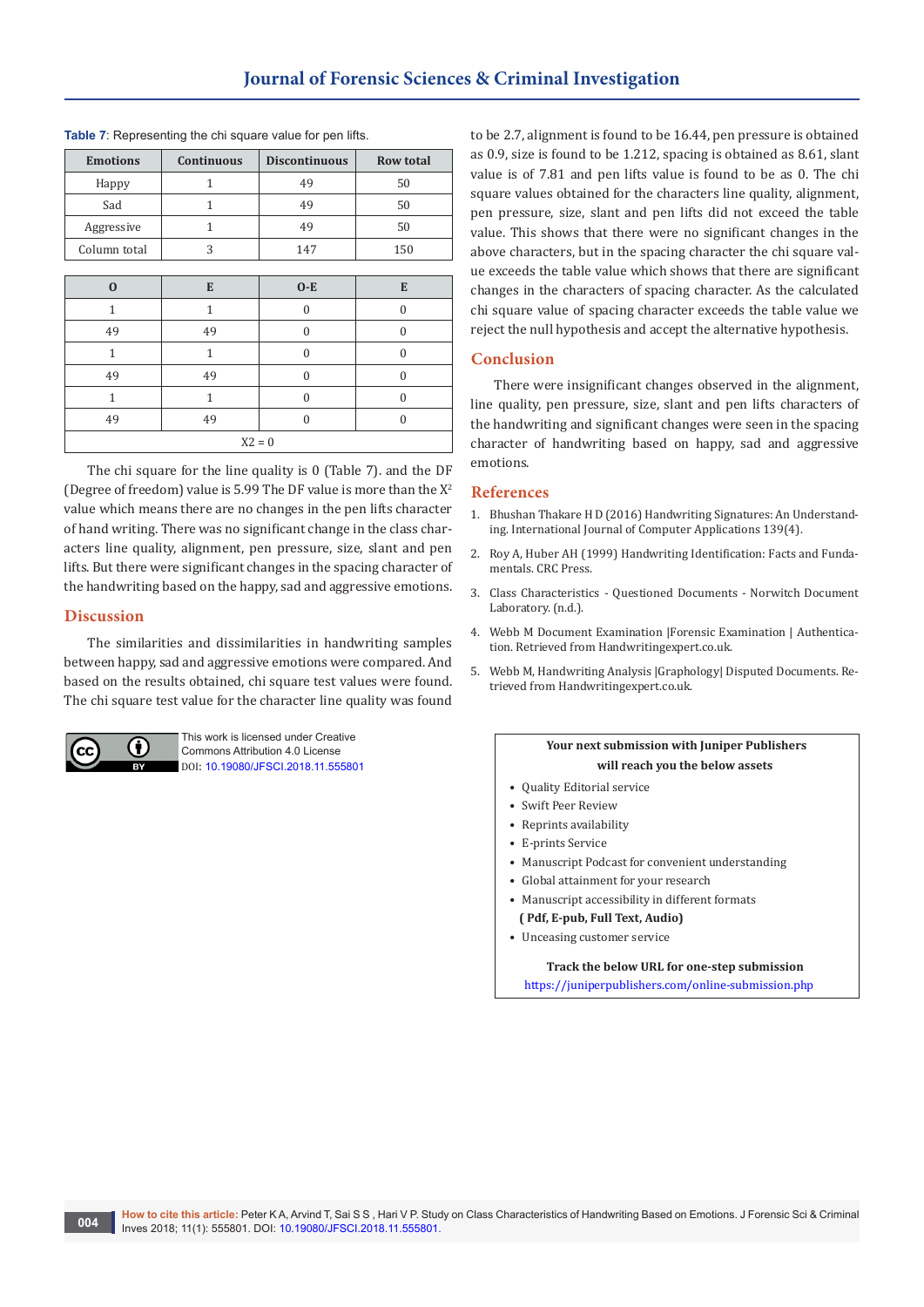**Table 7**: Representing the chi square value for pen lifts.

| Emotions | Continuous | Discontinuous | Row total |
|---|---|---|---|
| Happy | 1 | 49 | 50 |
| Sad | 1 | 49 | 50 |
| Aggressive | 1 | 49 | 50 |
| Column total | 3 | 147 | 150 |

| O | E | O-E | E |
|---|---|---|---|
| 1 | 1 | 0 | 0 |
| 49 | 49 | 0 | 0 |
| 1 | 1 | 0 | 0 |
| 49 | 49 | 0 | 0 |
| 1 | 1 | 0 | 0 |
| 49 | 49 | 0 | 0 |
| X2 = 0 | | | |

The chi square for the line quality is 0 (Table 7). and the DF (Degree of freedom) value is 5.99 The DF value is more than the $X^2$ value which means there are no changes in the pen lifts character of hand writing. There was no significant change in the class characters line quality, alignment, pen pressure, size, slant and pen lifts. But there were significant changes in the spacing character of the handwriting based on the happy, sad and aggressive emotions.

## Discussion

The similarities and dissimilarities in handwriting samples between happy, sad and aggressive emotions were compared. And based on the results obtained, chi square test values were found. The chi square test value for the character line quality was found to be 2.7, alignment is found to be 16.44, pen pressure is obtained as 0.9, size is found to be 1.212, spacing is obtained as 8.61, slant value is of 7.81 and pen lifts value is found to be as 0. The chi square values obtained for the characters line quality, alignment, pen pressure, size, slant and pen lifts did not exceed the table value. This shows that there were no significant changes in the above characters, but in the spacing character the chi square value exceeds the table value which shows that there are significant changes in the characters of spacing character. As the calculated chi square value of spacing character exceeds the table value we reject the null hypothesis and accept the alternative hypothesis.

## Conclusion

There were insignificant changes observed in the alignment, line quality, pen pressure, size, slant and pen lifts characters of the handwriting and significant changes were seen in the spacing character of handwriting based on happy, sad and aggressive emotions.

## References

1. Bhushan Thakare H D (2016) Handwriting Signatures: An Understanding. International Journal of Computer Applications 139(4).
2. Roy A, Huber AH (1999) Handwriting Identification: Facts and Fundamentals. CRC Press.
3. Class Characteristics - Questioned Documents - Norwitch Document Laboratory. (n.d.).
4. Webb M Document Examination |Forensic Examination | Authentication. Retrieved from Handwritingexpert.co.uk.
5. Webb M, Handwriting Analysis |Graphology| Disputed Documents. Retrieved from Handwritingexpert.co.uk.

This work is licensed under Creative Commons Attribution 4.0 License
DOI: 10.19080/JFSCI.2018.11.555801

**Your next submission with Juniper Publishers will reach you the below assets**

- Quality Editorial service
- Swift Peer Review
- Reprints availability
- E-prints Service
- Manuscript Podcast for convenient understanding
- Global attainment for your research
- Manuscript accessibility in different formats
  **( Pdf, E-pub, Full Text, Audio)**
- Unceasing customer service

**Track the below URL for one-step submission**
https://juniperpublishers.com/online-submission.php

**How to cite this article:** Peter K A, Arvind T, Sai S S , Hari V P. Study on Class Characteristics of Handwriting Based on Emotions. J Forensic Sci & Criminal Inves 2018; 11(1): 555801. DOI: 10.19080/JFSCI.2018.11.555801.